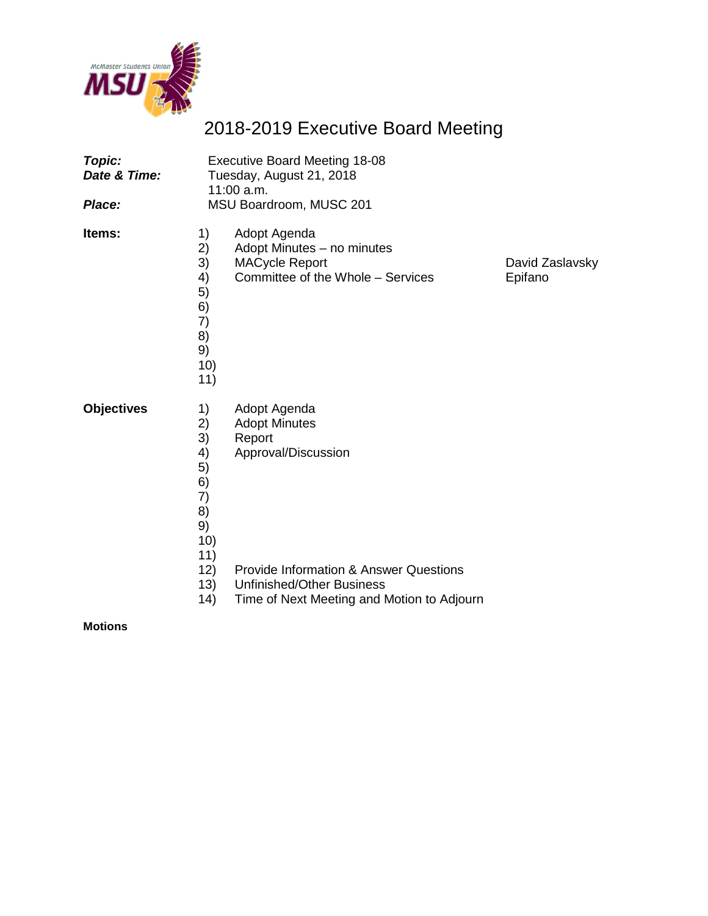# 2018-2019 Executive Board Meeting

| | |
|---|---|
| ***Topic:*** | Executive Board Meeting 18-08 |
| ***Date & Time:*** | Tuesday, August 21, 2018<br>11:00 a.m. |
| ***Place:*** | MSU Boardroom, MUSC 201 |

**Items:**

| | | |
|---|---|---|
| 1) | Adopt Agenda | |
| 2) | Adopt Minutes – no minutes | |
| 3) | MACycle Report | David Zaslavsky |
| 4) | Committee of the Whole – Services | Epifano |
| 5) | | |
| 6) | | |
| 7) | | |
| 8) | | |
| 9) | | |
| 10) | | |
| 11) | | |

**Objectives**

| | |
|---|---|
| 1) | Adopt Agenda |
| 2) | Adopt Minutes |
| 3) | Report |
| 4) | Approval/Discussion |
| 5) | |
| 6) | |
| 7) | |
| 8) | |
| 9) | |
| 10) | |
| 11) | |
| 12) | Provide Information & Answer Questions |
| 13) | Unfinished/Other Business |
| 14) | Time of Next Meeting and Motion to Adjourn |

**Motions**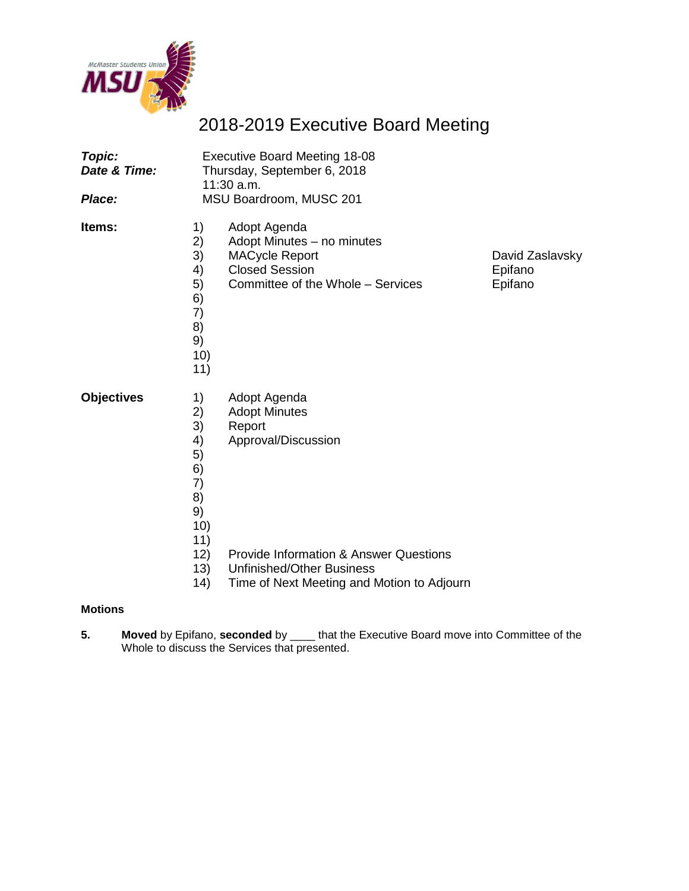McMaster Students Union MSU

# 2018-2019 Executive Board Meeting

| | |
|---|---|
| ***Topic:*** | Executive Board Meeting 18-08 |
| ***Date & Time:*** | Thursday, September 6, 2018 11:30 a.m. |
| ***Place:*** | MSU Boardroom, MUSC 201 |

**Items:**

| | | |
|---|---|---|
| 1) | Adopt Agenda | |
| 2) | Adopt Minutes – no minutes | |
| 3) | MACycle Report | David Zaslavsky |
| 4) | Closed Session | Epifano |
| 5) | Committee of the Whole – Services | Epifano |
| 6) | | |
| 7) | | |
| 8) | | |
| 9) | | |
| 10) | | |
| 11) | | |

**Objectives**

| | |
|---|---|
| 1) | Adopt Agenda |
| 2) | Adopt Minutes |
| 3) | Report |
| 4) | Approval/Discussion |
| 5) | |
| 6) | |
| 7) | |
| 8) | |
| 9) | |
| 10) | |
| 11) | |
| 12) | Provide Information & Answer Questions |
| 13) | Unfinished/Other Business |
| 14) | Time of Next Meeting and Motion to Adjourn |

**Motions**

**5.** **Moved** by Epifano, **seconded** by ____ that the Executive Board move into Committee of the Whole to discuss the Services that presented.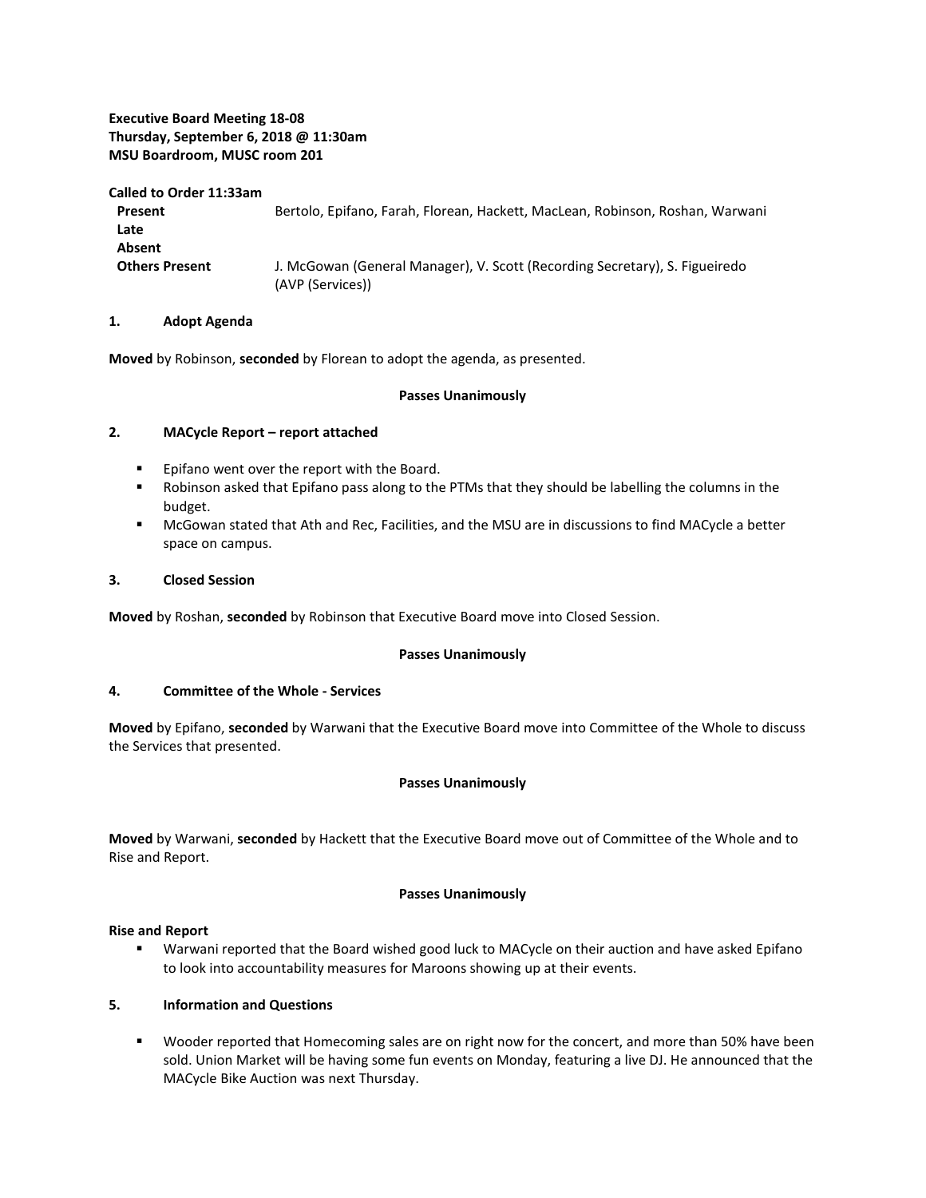**Executive Board Meeting 18-08**
**Thursday, September 6, 2018 @ 11:30am**
**MSU Boardroom, MUSC room 201**

**Called to Order 11:33am**

| | |
|---|---|
| **Present** | Bertolo, Epifano, Farah, Florean, Hackett, MacLean, Robinson, Roshan, Warwani |
| **Late** | |
| **Absent** | |
| **Others Present** | J. McGowan (General Manager), V. Scott (Recording Secretary), S. Figueiredo (AVP (Services)) |

## 1. Adopt Agenda

**Moved** by Robinson, **seconded** by Florean to adopt the agenda, as presented.

**Passes Unanimously**

## 2. MACycle Report – report attached

- Epifano went over the report with the Board.
- Robinson asked that Epifano pass along to the PTMs that they should be labelling the columns in the budget.
- McGowan stated that Ath and Rec, Facilities, and the MSU are in discussions to find MACycle a better space on campus.

## 3. Closed Session

**Moved** by Roshan, **seconded** by Robinson that Executive Board move into Closed Session.

**Passes Unanimously**

## 4. Committee of the Whole - Services

**Moved** by Epifano, **seconded** by Warwani that the Executive Board move into Committee of the Whole to discuss the Services that presented.

**Passes Unanimously**

**Moved** by Warwani, **seconded** by Hackett that the Executive Board move out of Committee of the Whole and to Rise and Report.

**Passes Unanimously**

**Rise and Report**

- Warwani reported that the Board wished good luck to MACycle on their auction and have asked Epifano to look into accountability measures for Maroons showing up at their events.

## 5. Information and Questions

- Wooder reported that Homecoming sales are on right now for the concert, and more than 50% have been sold. Union Market will be having some fun events on Monday, featuring a live DJ. He announced that the MACycle Bike Auction was next Thursday.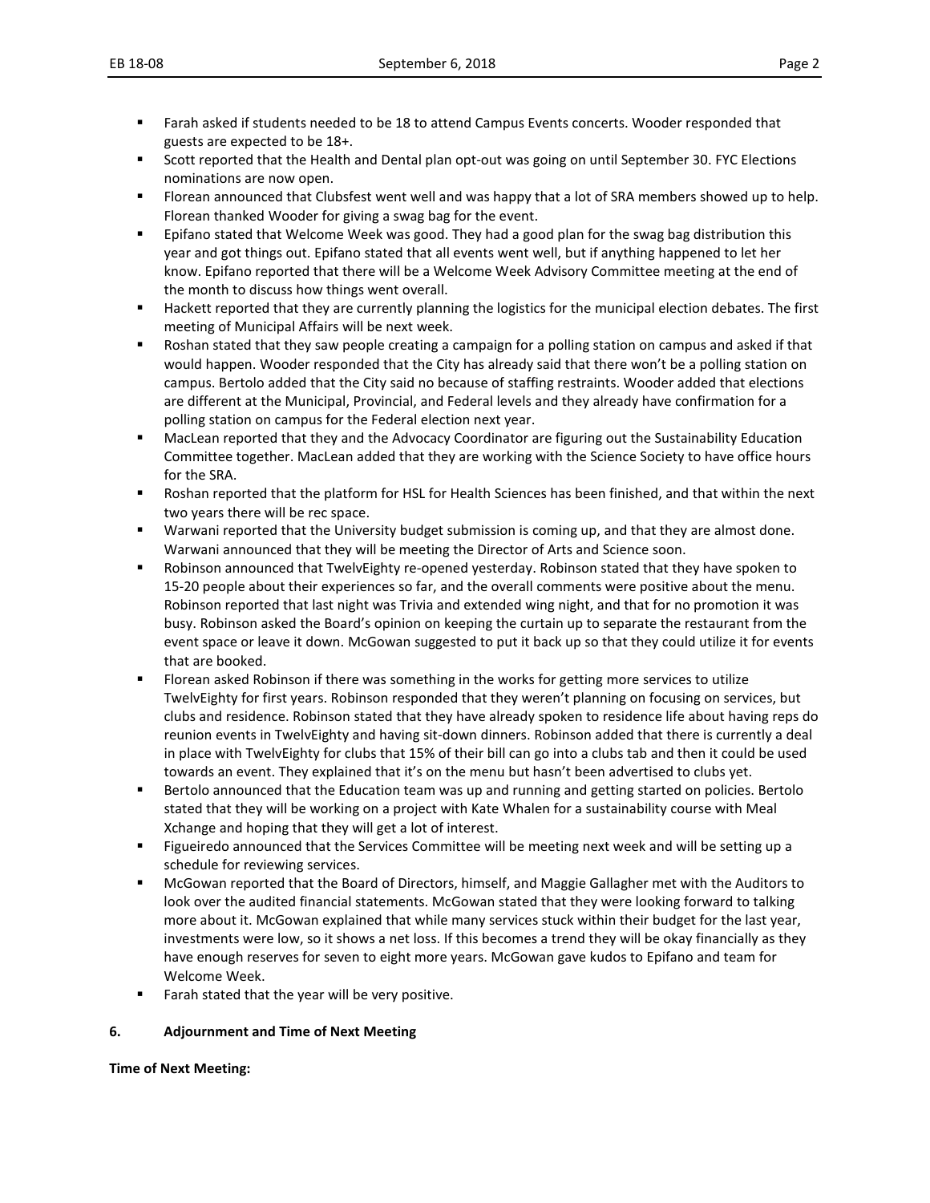- Farah asked if students needed to be 18 to attend Campus Events concerts. Wooder responded that guests are expected to be 18+.
- Scott reported that the Health and Dental plan opt-out was going on until September 30. FYC Elections nominations are now open.
- Florean announced that Clubsfest went well and was happy that a lot of SRA members showed up to help. Florean thanked Wooder for giving a swag bag for the event.
- Epifano stated that Welcome Week was good. They had a good plan for the swag bag distribution this year and got things out. Epifano stated that all events went well, but if anything happened to let her know. Epifano reported that there will be a Welcome Week Advisory Committee meeting at the end of the month to discuss how things went overall.
- Hackett reported that they are currently planning the logistics for the municipal election debates. The first meeting of Municipal Affairs will be next week.
- Roshan stated that they saw people creating a campaign for a polling station on campus and asked if that would happen. Wooder responded that the City has already said that there won't be a polling station on campus. Bertolo added that the City said no because of staffing restraints. Wooder added that elections are different at the Municipal, Provincial, and Federal levels and they already have confirmation for a polling station on campus for the Federal election next year.
- MacLean reported that they and the Advocacy Coordinator are figuring out the Sustainability Education Committee together. MacLean added that they are working with the Science Society to have office hours for the SRA.
- Roshan reported that the platform for HSL for Health Sciences has been finished, and that within the next two years there will be rec space.
- Warwani reported that the University budget submission is coming up, and that they are almost done. Warwani announced that they will be meeting the Director of Arts and Science soon.
- Robinson announced that TwelvEighty re-opened yesterday. Robinson stated that they have spoken to 15-20 people about their experiences so far, and the overall comments were positive about the menu. Robinson reported that last night was Trivia and extended wing night, and that for no promotion it was busy. Robinson asked the Board's opinion on keeping the curtain up to separate the restaurant from the event space or leave it down. McGowan suggested to put it back up so that they could utilize it for events that are booked.
- Florean asked Robinson if there was something in the works for getting more services to utilize TwelvEighty for first years. Robinson responded that they weren't planning on focusing on services, but clubs and residence. Robinson stated that they have already spoken to residence life about having reps do reunion events in TwelvEighty and having sit-down dinners. Robinson added that there is currently a deal in place with TwelvEighty for clubs that 15% of their bill can go into a clubs tab and then it could be used towards an event. They explained that it's on the menu but hasn't been advertised to clubs yet.
- Bertolo announced that the Education team was up and running and getting started on policies. Bertolo stated that they will be working on a project with Kate Whalen for a sustainability course with Meal Xchange and hoping that they will get a lot of interest.
- Figueiredo announced that the Services Committee will be meeting next week and will be setting up a schedule for reviewing services.
- McGowan reported that the Board of Directors, himself, and Maggie Gallagher met with the Auditors to look over the audited financial statements. McGowan stated that they were looking forward to talking more about it. McGowan explained that while many services stuck within their budget for the last year, investments were low, so it shows a net loss. If this becomes a trend they will be okay financially as they have enough reserves for seven to eight more years. McGowan gave kudos to Epifano and team for Welcome Week.
- Farah stated that the year will be very positive.

**6. Adjournment and Time of Next Meeting**

**Time of Next Meeting:**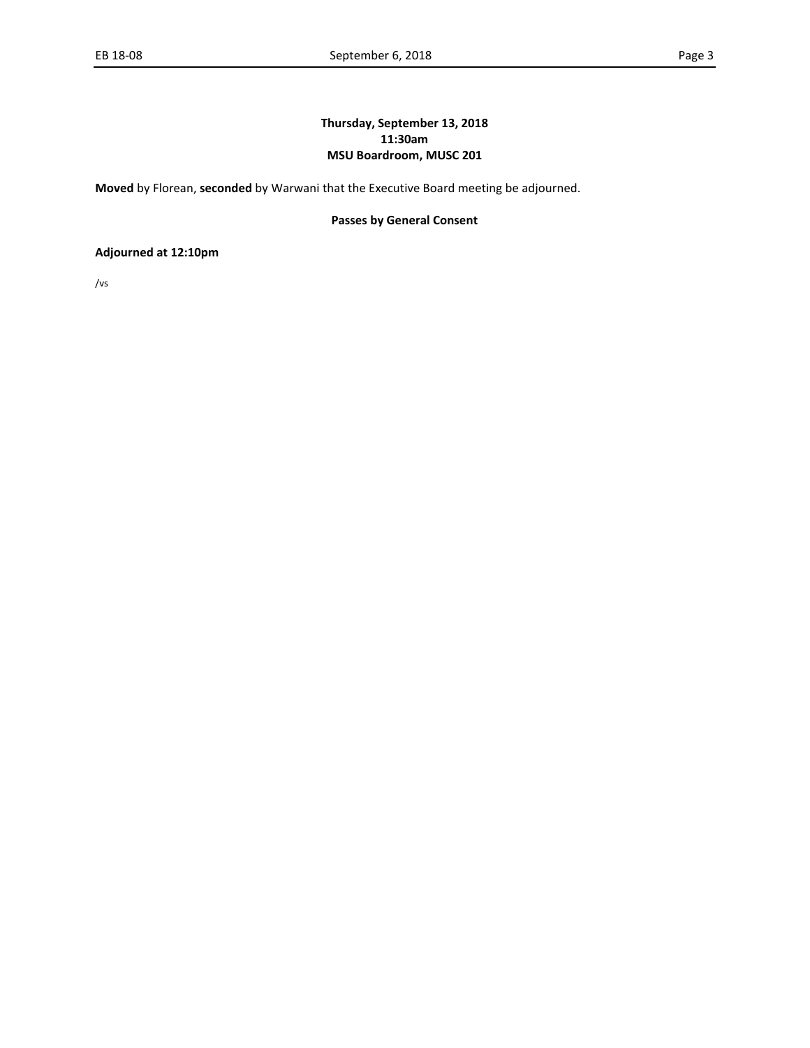**Thursday, September 13, 2018**
**11:30am**
**MSU Boardroom, MUSC 201**

**Moved** by Florean, **seconded** by Warwani that the Executive Board meeting be adjourned.

**Passes by General Consent**

**Adjourned at 12:10pm**

/vs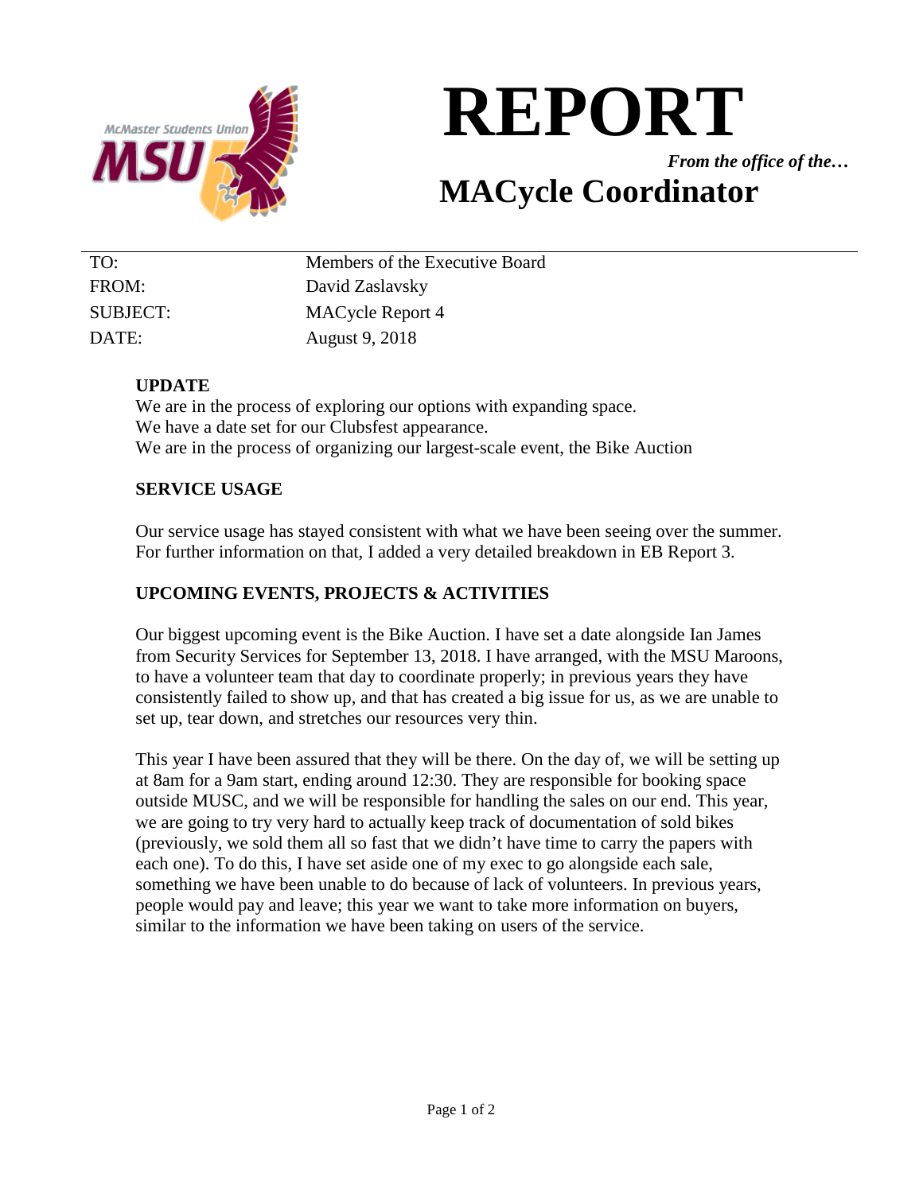# REPORT

*From the office of the…*

## MACycle Coordinator

| | |
|---|---|
| TO: | Members of the Executive Board |
| FROM: | David Zaslavsky |
| SUBJECT: | MACycle Report 4 |
| DATE: | August 9, 2018 |

**UPDATE**

We are in the process of exploring our options with expanding space.
We have a date set for our Clubsfest appearance.
We are in the process of organizing our largest-scale event, the Bike Auction

**SERVICE USAGE**

Our service usage has stayed consistent with what we have been seeing over the summer. For further information on that, I added a very detailed breakdown in EB Report 3.

**UPCOMING EVENTS, PROJECTS & ACTIVITIES**

Our biggest upcoming event is the Bike Auction. I have set a date alongside Ian James from Security Services for September 13, 2018. I have arranged, with the MSU Maroons, to have a volunteer team that day to coordinate properly; in previous years they have consistently failed to show up, and that has created a big issue for us, as we are unable to set up, tear down, and stretches our resources very thin.

This year I have been assured that they will be there. On the day of, we will be setting up at 8am for a 9am start, ending around 12:30. They are responsible for booking space outside MUSC, and we will be responsible for handling the sales on our end. This year, we are going to try very hard to actually keep track of documentation of sold bikes (previously, we sold them all so fast that we didn't have time to carry the papers with each one). To do this, I have set aside one of my exec to go alongside each sale, something we have been unable to do because of lack of volunteers. In previous years, people would pay and leave; this year we want to take more information on buyers, similar to the information we have been taking on users of the service.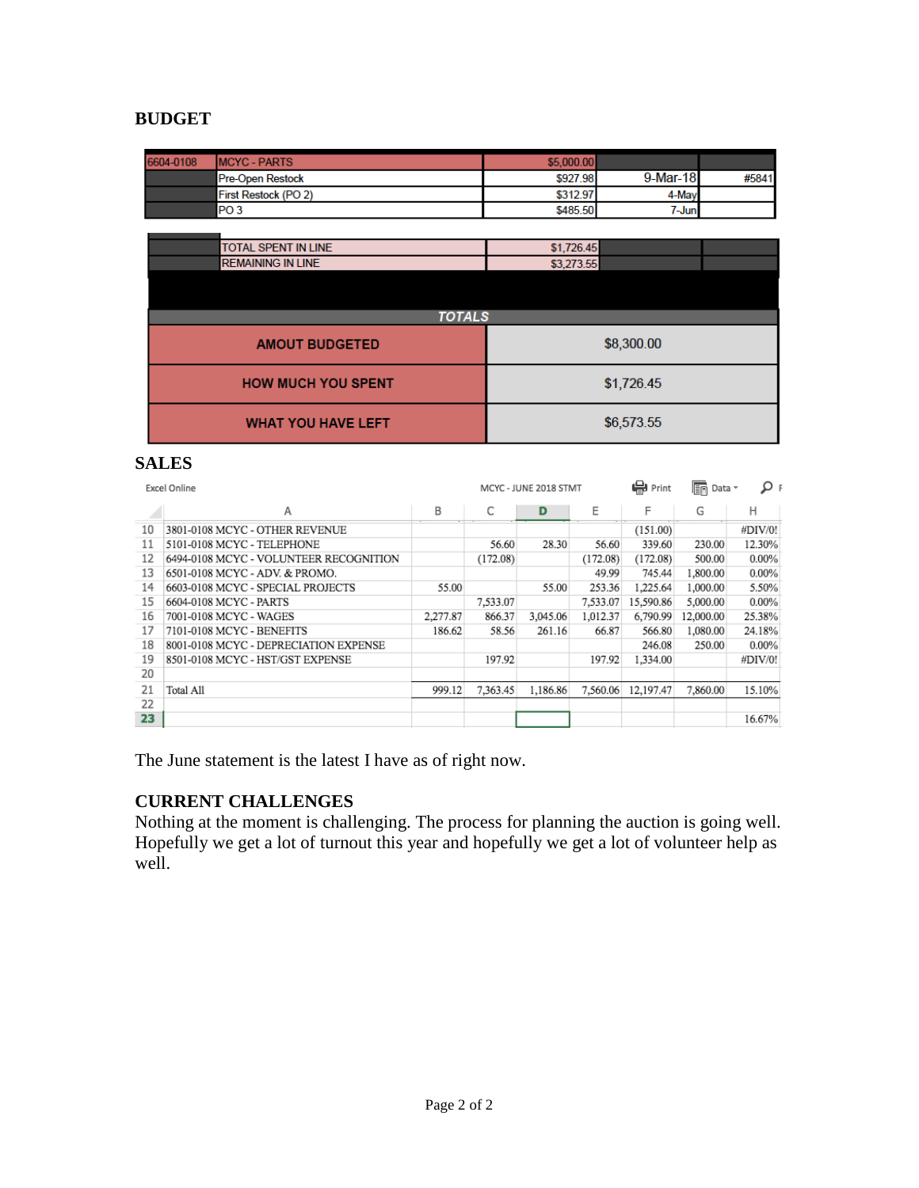## BUDGET

| | | | | |
|---|---|---|---|---|
| 6604-0108 | MCYC - PARTS | $5,000.00 | | |
| | Pre-Open Restock | $927.98 | 9-Mar-18 | #5841 |
| | First Restock (PO 2) | $312.97 | 4-May | |
| | PO 3 | $485.50 | 7-Jun | |

| | | | | |
|---|---|---|---|---|
| | TOTAL SPENT IN LINE | $1,726.45 | | |
| | REMAINING IN LINE | $3,273.55 | | |

| TOTALS | |
|---|---|
| AMOUT BUDGETED | $8,300.00 |
| HOW MUCH YOU SPENT | $1,726.45 |
| WHAT YOU HAVE LEFT | $6,573.55 |

## SALES

Excel Online — MCYC - JUNE 2018 STMT

| | A | B | C | D | E | F | G | H |
|---|---|---|---|---|---|---|---|---|
| 10 | 3801-0108 MCYC - OTHER REVENUE | | | | | (151.00) | | #DIV/0! |
| 11 | 5101-0108 MCYC - TELEPHONE | | 56.60 | 28.30 | 56.60 | 339.60 | 230.00 | 12.30% |
| 12 | 6494-0108 MCYC - VOLUNTEER RECOGNITION | | (172.08) | | (172.08) | (172.08) | 500.00 | 0.00% |
| 13 | 6501-0108 MCYC - ADV. & PROMO. | | | | 49.99 | 745.44 | 1,800.00 | 0.00% |
| 14 | 6603-0108 MCYC - SPECIAL PROJECTS | 55.00 | | 55.00 | 253.36 | 1,225.64 | 1,000.00 | 5.50% |
| 15 | 6604-0108 MCYC - PARTS | | 7,533.07 | | 7,533.07 | 15,590.86 | 5,000.00 | 0.00% |
| 16 | 7001-0108 MCYC - WAGES | 2,277.87 | 866.37 | 3,045.06 | 1,012.37 | 6,790.99 | 12,000.00 | 25.38% |
| 17 | 7101-0108 MCYC - BENEFITS | 186.62 | 58.56 | 261.16 | 66.87 | 566.80 | 1,080.00 | 24.18% |
| 18 | 8001-0108 MCYC - DEPRECIATION EXPENSE | | | | | 246.08 | 250.00 | 0.00% |
| 19 | 8501-0108 MCYC - HST/GST EXPENSE | | 197.92 | | 197.92 | 1,334.00 | | #DIV/0! |
| 20 | | | | | | | | |
| 21 | Total All | 999.12 | 7,363.45 | 1,186.86 | 7,560.06 | 12,197.47 | 7,860.00 | 15.10% |
| 22 | | | | | | | | |
| 23 | | | | | | | | 16.67% |

The June statement is the latest I have as of right now.

## CURRENT CHALLENGES

Nothing at the moment is challenging. The process for planning the auction is going well. Hopefully we get a lot of turnout this year and hopefully we get a lot of volunteer help as well.